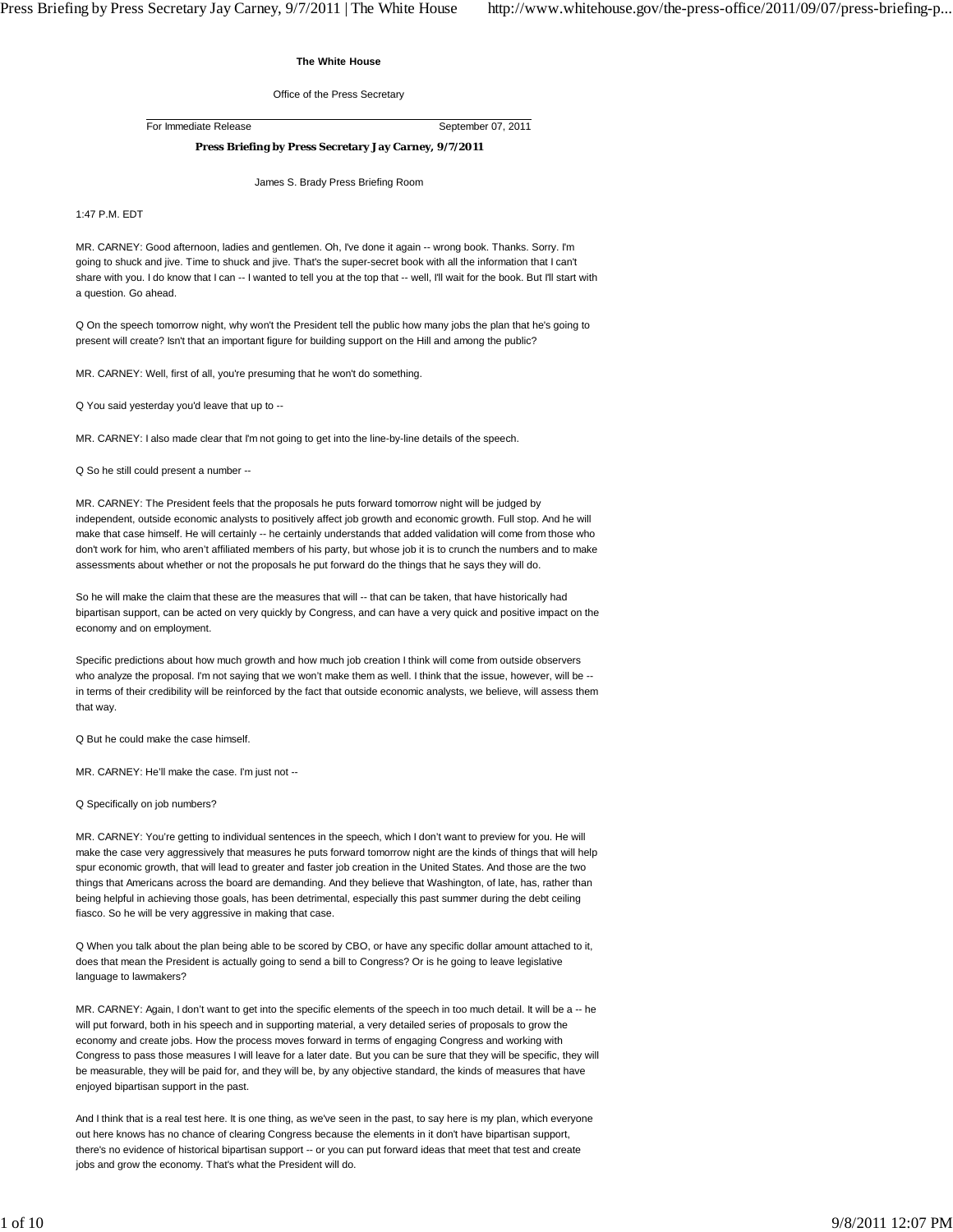**The White House**

Office of the Press Secretary

For Immediate Release September 07, 2011

## Press Briefing by Press Secretary Jay Carney, 9/7/2011

James S. Brady Press Briefing Room

1:47 P.M. EDT

MR. CARNEY: Good afternoon, ladies and gentlemen. Oh, I've done it again -- wrong book. Thanks. Sorry. I'm going to shuck and jive. Time to shuck and jive. That's the super-secret book with all the information that I can't share with you. I do know that I can -- I wanted to tell you at the top that -- well, I'll wait for the book. But I'll start with a question. Go ahead.

Q On the speech tomorrow night, why won't the President tell the public how many jobs the plan that he's going to present will create? Isn't that an important figure for building support on the Hill and among the public?

MR. CARNEY: Well, first of all, you're presuming that he won't do something.

Q You said yesterday you'd leave that up to --

MR. CARNEY: I also made clear that I'm not going to get into the line-by-line details of the speech.

Q So he still could present a number --

MR. CARNEY: The President feels that the proposals he puts forward tomorrow night will be judged by independent, outside economic analysts to positively affect job growth and economic growth. Full stop. And he will make that case himself. He will certainly -- he certainly understands that added validation will come from those who don't work for him, who aren't affiliated members of his party, but whose job it is to crunch the numbers and to make assessments about whether or not the proposals he put forward do the things that he says they will do.

So he will make the claim that these are the measures that will -- that can be taken, that have historically had bipartisan support, can be acted on very quickly by Congress, and can have a very quick and positive impact on the economy and on employment.

Specific predictions about how much growth and how much job creation I think will come from outside observers who analyze the proposal. I'm not saying that we won't make them as well. I think that the issue, however, will be -- in terms of their credibility will be reinforced by the fact that outside economic analysts, we believe, will assess them that way.

Q But he could make the case himself.

MR. CARNEY: He'll make the case. I'm just not --

Q Specifically on job numbers?

MR. CARNEY: You're getting to individual sentences in the speech, which I don't want to preview for you. He will make the case very aggressively that measures he puts forward tomorrow night are the kinds of things that will help spur economic growth, that will lead to greater and faster job creation in the United States. And those are the two things that Americans across the board are demanding. And they believe that Washington, of late, has, rather than being helpful in achieving those goals, has been detrimental, especially this past summer during the debt ceiling fiasco. So he will be very aggressive in making that case.

Q When you talk about the plan being able to be scored by CBO, or have any specific dollar amount attached to it, does that mean the President is actually going to send a bill to Congress? Or is he going to leave legislative language to lawmakers?

MR. CARNEY: Again, I don't want to get into the specific elements of the speech in too much detail. It will be a -- he will put forward, both in his speech and in supporting material, a very detailed series of proposals to grow the economy and create jobs. How the process moves forward in terms of engaging Congress and working with Congress to pass those measures I will leave for a later date. But you can be sure that they will be specific, they will be measurable, they will be paid for, and they will be, by any objective standard, the kinds of measures that have enjoyed bipartisan support in the past.

And I think that is a real test here. It is one thing, as we've seen in the past, to say here is my plan, which everyone out here knows has no chance of clearing Congress because the elements in it don't have bipartisan support, there's no evidence of historical bipartisan support -- or you can put forward ideas that meet that test and create jobs and grow the economy. That's what the President will do.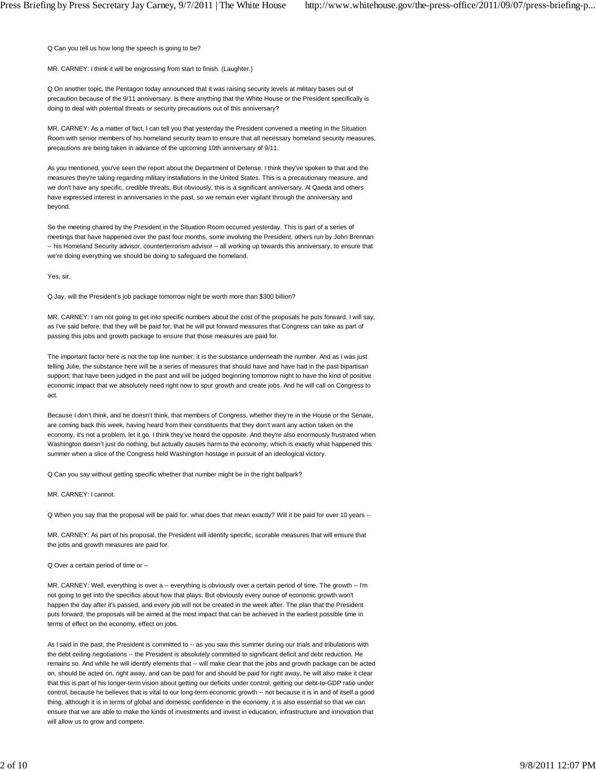Q Can you tell us how long the speech is going to be?

MR. CARNEY: I think it will be engrossing from start to finish. (Laughter.)

Q On another topic, the Pentagon today announced that it was raising security levels at military bases out of precaution because of the 9/11 anniversary. Is there anything that the White House or the President specifically is doing to deal with potential threats or security precautions out of this anniversary?

MR. CARNEY: As a matter of fact, I can tell you that yesterday the President convened a meeting in the Situation Room with senior members of his homeland security team to ensure that all necessary homeland security measures, precautions are being taken in advance of the upcoming 10th anniversary of 9/11.

As you mentioned, you've seen the report about the Department of Defense. I think they've spoken to that and the measures they're taking regarding military installations in the United States. This is a precautionary measure, and we don't have any specific, credible threats. But obviously, this is a significant anniversary. Al Qaeda and others have expressed interest in anniversaries in the past, so we remain ever vigilant through the anniversary and beyond.

So the meeting chaired by the President in the Situation Room occurred yesterday. This is part of a series of meetings that have happened over the past four months, some involving the President, others run by John Brennan -- his Homeland Security advisor, counterterrorism advisor -- all working up towards this anniversary, to ensure that we're doing everything we should be doing to safeguard the homeland.

Yes, sir.

Q Jay, will the President's job package tomorrow night be worth more than $300 billion?

MR. CARNEY: I am not going to get into specific numbers about the cost of the proposals he puts forward. I will say, as I've said before, that they will be paid for; that he will put forward measures that Congress can take as part of passing this jobs and growth package to ensure that those measures are paid for.

The important factor here is not the top line number; it is the substance underneath the number. And as I was just telling Julie, the substance here will be a series of measures that should have and have had in the past bipartisan support; that have been judged in the past and will be judged beginning tomorrow night to have the kind of positive economic impact that we absolutely need right now to spur growth and create jobs. And he will call on Congress to act.

Because I don't think, and he doesn't think, that members of Congress, whether they're in the House or the Senate, are coming back this week, having heard from their constituents that they don't want any action taken on the economy, it's not a problem, let it go. I think they've heard the opposite. And they're also enormously frustrated when Washington doesn't just do nothing, but actually causes harm to the economy, which is exactly what happened this summer when a slice of the Congress held Washington hostage in pursuit of an ideological victory.

Q Can you say without getting specific whether that number might be in the right ballpark?

MR. CARNEY: I cannot.

Q When you say that the proposal will be paid for, what does that mean exactly? Will it be paid for over 10 years --

MR. CARNEY: As part of his proposal, the President will identify specific, scorable measures that will ensure that the jobs and growth measures are paid for.

Q Over a certain period of time or --

MR. CARNEY: Well, everything is over a -- everything is obviously over a certain period of time. The growth -- I'm not going to get into the specifics about how that plays. But obviously every ounce of economic growth won't happen the day after it's passed, and every job will not be created in the week after. The plan that the President puts forward, the proposals will be aimed at the most impact that can be achieved in the earliest possible time in terms of effect on the economy, effect on jobs.

As I said in the past, the President is committed to -- as you saw this summer during our trials and tribulations with the debt ceiling negotiations -- the President is absolutely committed to significant deficit and debt reduction. He remains so. And while he will identify elements that -- will make clear that the jobs and growth package can be acted on, should be acted on, right away, and can be paid for and should be paid for right away, he will also make it clear that this is part of his longer-term vision about getting our deficits under control, getting our debt-to-GDP ratio under control, because he believes that is vital to our long-term economic growth -- not because it is in and of itself a good thing, although it is in terms of global and domestic confidence in the economy, it is also essential so that we can ensure that we are able to make the kinds of investments and invest in education, infrastructure and innovation that will allow us to grow and compete.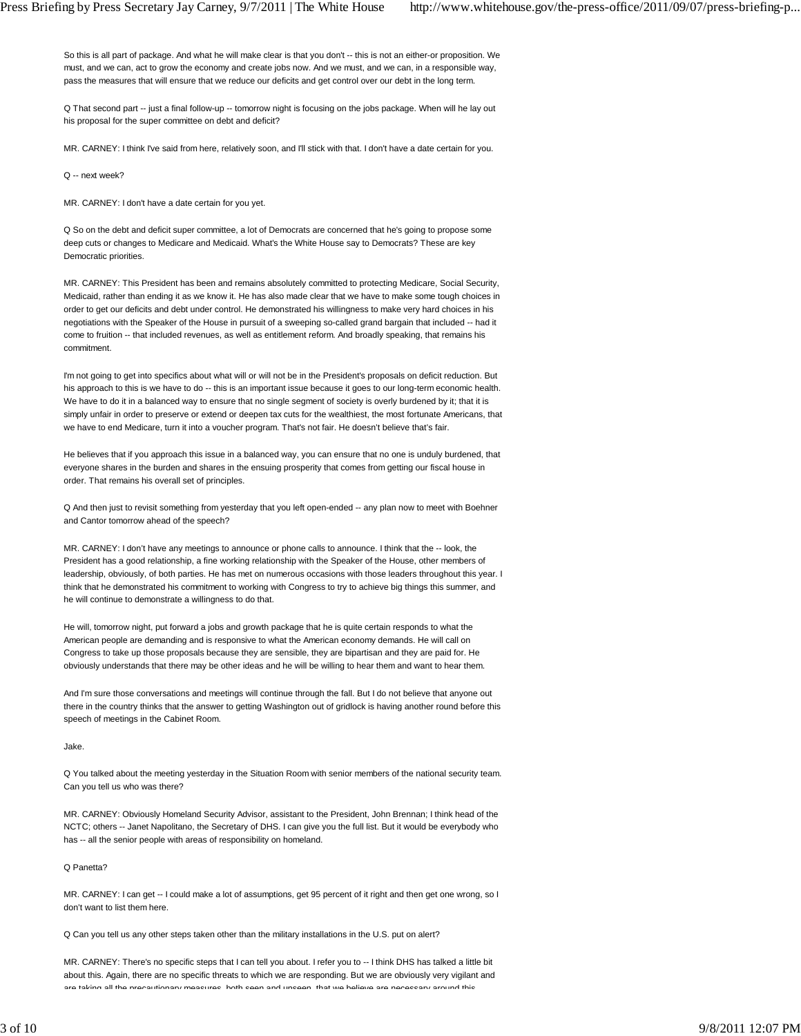So this is all part of package. And what he will make clear is that you don't -- this is not an either-or proposition. We must, and we can, act to grow the economy and create jobs now. And we must, and we can, in a responsible way, pass the measures that will ensure that we reduce our deficits and get control over our debt in the long term.

Q That second part -- just a final follow-up -- tomorrow night is focusing on the jobs package. When will he lay out his proposal for the super committee on debt and deficit?

MR. CARNEY: I think I've said from here, relatively soon, and I'll stick with that. I don't have a date certain for you.

Q -- next week?

MR. CARNEY: I don't have a date certain for you yet.

Q So on the debt and deficit super committee, a lot of Democrats are concerned that he's going to propose some deep cuts or changes to Medicare and Medicaid. What's the White House say to Democrats? These are key Democratic priorities.

MR. CARNEY: This President has been and remains absolutely committed to protecting Medicare, Social Security, Medicaid, rather than ending it as we know it. He has also made clear that we have to make some tough choices in order to get our deficits and debt under control. He demonstrated his willingness to make very hard choices in his negotiations with the Speaker of the House in pursuit of a sweeping so-called grand bargain that included -- had it come to fruition -- that included revenues, as well as entitlement reform. And broadly speaking, that remains his commitment.

I'm not going to get into specifics about what will or will not be in the President's proposals on deficit reduction. But his approach to this is we have to do -- this is an important issue because it goes to our long-term economic health. We have to do it in a balanced way to ensure that no single segment of society is overly burdened by it; that it is simply unfair in order to preserve or extend or deepen tax cuts for the wealthiest, the most fortunate Americans, that we have to end Medicare, turn it into a voucher program. That's not fair. He doesn't believe that's fair.

He believes that if you approach this issue in a balanced way, you can ensure that no one is unduly burdened, that everyone shares in the burden and shares in the ensuing prosperity that comes from getting our fiscal house in order. That remains his overall set of principles.

Q And then just to revisit something from yesterday that you left open-ended -- any plan now to meet with Boehner and Cantor tomorrow ahead of the speech?

MR. CARNEY: I don't have any meetings to announce or phone calls to announce. I think that the -- look, the President has a good relationship, a fine working relationship with the Speaker of the House, other members of leadership, obviously, of both parties. He has met on numerous occasions with those leaders throughout this year. I think that he demonstrated his commitment to working with Congress to try to achieve big things this summer, and he will continue to demonstrate a willingness to do that.

He will, tomorrow night, put forward a jobs and growth package that he is quite certain responds to what the American people are demanding and is responsive to what the American economy demands. He will call on Congress to take up those proposals because they are sensible, they are bipartisan and they are paid for. He obviously understands that there may be other ideas and he will be willing to hear them and want to hear them.

And I'm sure those conversations and meetings will continue through the fall. But I do not believe that anyone out there in the country thinks that the answer to getting Washington out of gridlock is having another round before this speech of meetings in the Cabinet Room.

Jake.

Q You talked about the meeting yesterday in the Situation Room with senior members of the national security team. Can you tell us who was there?

MR. CARNEY: Obviously Homeland Security Advisor, assistant to the President, John Brennan; I think head of the NCTC; others -- Janet Napolitano, the Secretary of DHS. I can give you the full list. But it would be everybody who has -- all the senior people with areas of responsibility on homeland.

Q Panetta?

MR. CARNEY: I can get -- I could make a lot of assumptions, get 95 percent of it right and then get one wrong, so I don't want to list them here.

Q Can you tell us any other steps taken other than the military installations in the U.S. put on alert?

MR. CARNEY: There's no specific steps that I can tell you about. I refer you to -- I think DHS has talked a little bit about this. Again, there are no specific threats to which we are responding. But we are obviously very vigilant and are taking all the precautionary measures, both seen and unseen, that we believe are necessary around this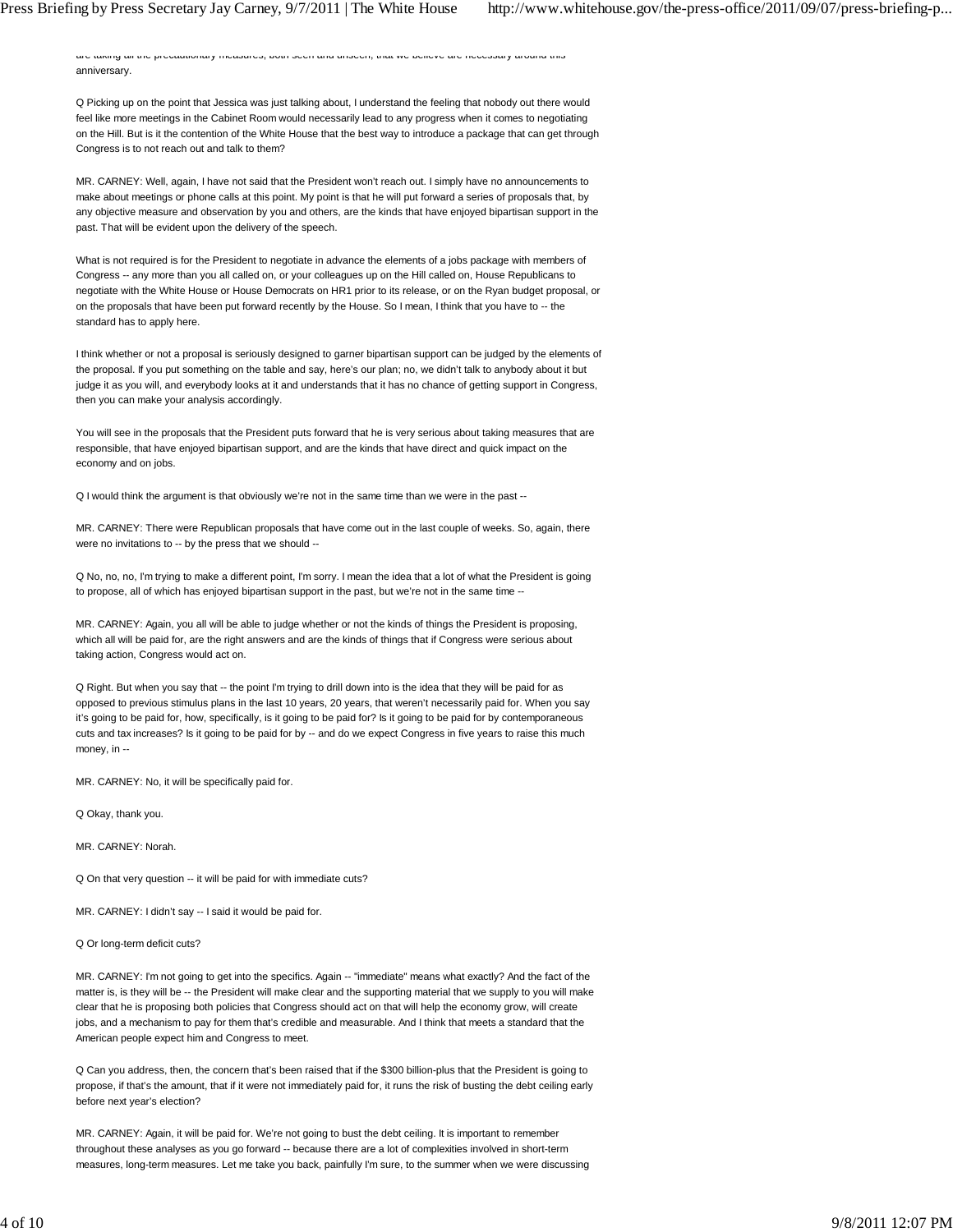are taking all the precautionary measures, both seen and unseen, that we believe are necessary around this anniversary.

Q Picking up on the point that Jessica was just talking about, I understand the feeling that nobody out there would feel like more meetings in the Cabinet Room would necessarily lead to any progress when it comes to negotiating on the Hill. But is it the contention of the White House that the best way to introduce a package that can get through Congress is to not reach out and talk to them?

MR. CARNEY: Well, again, I have not said that the President won't reach out. I simply have no announcements to make about meetings or phone calls at this point. My point is that he will put forward a series of proposals that, by any objective measure and observation by you and others, are the kinds that have enjoyed bipartisan support in the past. That will be evident upon the delivery of the speech.

What is not required is for the President to negotiate in advance the elements of a jobs package with members of Congress -- any more than you all called on, or your colleagues up on the Hill called on, House Republicans to negotiate with the White House or House Democrats on HR1 prior to its release, or on the Ryan budget proposal, or on the proposals that have been put forward recently by the House. So I mean, I think that you have to -- the standard has to apply here.

I think whether or not a proposal is seriously designed to garner bipartisan support can be judged by the elements of the proposal. If you put something on the table and say, here's our plan; no, we didn't talk to anybody about it but judge it as you will, and everybody looks at it and understands that it has no chance of getting support in Congress, then you can make your analysis accordingly.

You will see in the proposals that the President puts forward that he is very serious about taking measures that are responsible, that have enjoyed bipartisan support, and are the kinds that have direct and quick impact on the economy and on jobs.

Q I would think the argument is that obviously we're not in the same time than we were in the past --

MR. CARNEY: There were Republican proposals that have come out in the last couple of weeks. So, again, there were no invitations to -- by the press that we should --

Q No, no, no, I'm trying to make a different point, I'm sorry. I mean the idea that a lot of what the President is going to propose, all of which has enjoyed bipartisan support in the past, but we're not in the same time --

MR. CARNEY: Again, you all will be able to judge whether or not the kinds of things the President is proposing, which all will be paid for, are the right answers and are the kinds of things that if Congress were serious about taking action, Congress would act on.

Q Right. But when you say that -- the point I'm trying to drill down into is the idea that they will be paid for as opposed to previous stimulus plans in the last 10 years, 20 years, that weren't necessarily paid for. When you say it's going to be paid for, how, specifically, is it going to be paid for? Is it going to be paid for by contemporaneous cuts and tax increases? Is it going to be paid for by -- and do we expect Congress in five years to raise this much money, in --

MR. CARNEY: No, it will be specifically paid for.

Q Okay, thank you.

MR. CARNEY: Norah.

Q On that very question -- it will be paid for with immediate cuts?

MR. CARNEY: I didn't say -- I said it would be paid for.

Q Or long-term deficit cuts?

MR. CARNEY: I'm not going to get into the specifics. Again -- "immediate" means what exactly? And the fact of the matter is, is they will be -- the President will make clear and the supporting material that we supply to you will make clear that he is proposing both policies that Congress should act on that will help the economy grow, will create jobs, and a mechanism to pay for them that's credible and measurable. And I think that meets a standard that the American people expect him and Congress to meet.

Q Can you address, then, the concern that's been raised that if the $300 billion-plus that the President is going to propose, if that's the amount, that if it were not immediately paid for, it runs the risk of busting the debt ceiling early before next year's election?

MR. CARNEY: Again, it will be paid for. We're not going to bust the debt ceiling. It is important to remember throughout these analyses as you go forward -- because there are a lot of complexities involved in short-term measures, long-term measures. Let me take you back, painfully I'm sure, to the summer when we were discussing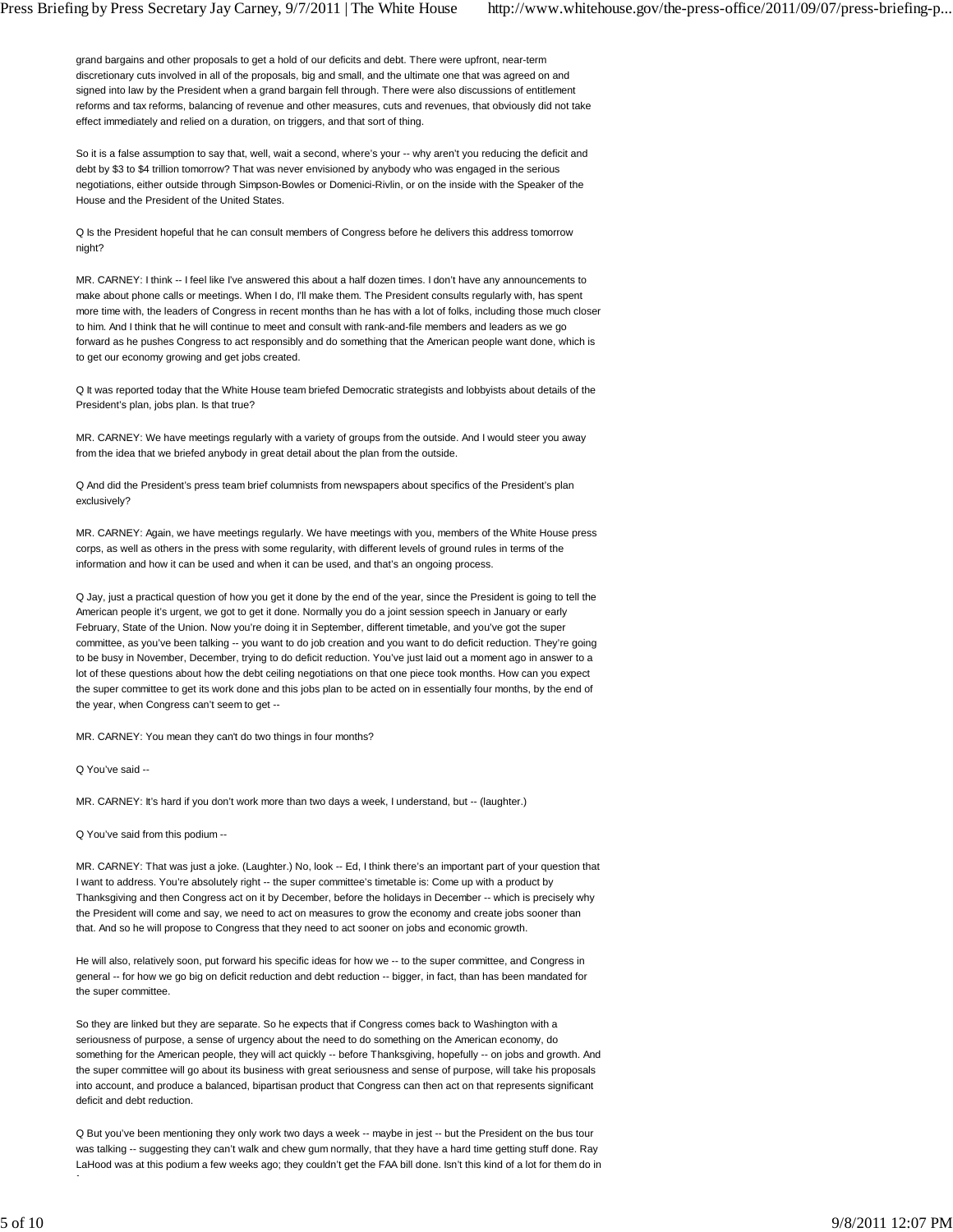grand bargains and other proposals to get a hold of our deficits and debt. There were upfront, near-term discretionary cuts involved in all of the proposals, big and small, and the ultimate one that was agreed on and signed into law by the President when a grand bargain fell through. There were also discussions of entitlement reforms and tax reforms, balancing of revenue and other measures, cuts and revenues, that obviously did not take effect immediately and relied on a duration, on triggers, and that sort of thing.

So it is a false assumption to say that, well, wait a second, where's your -- why aren't you reducing the deficit and debt by $3 to $4 trillion tomorrow? That was never envisioned by anybody who was engaged in the serious negotiations, either outside through Simpson-Bowles or Domenici-Rivlin, or on the inside with the Speaker of the House and the President of the United States.

Q Is the President hopeful that he can consult members of Congress before he delivers this address tomorrow night?

MR. CARNEY: I think -- I feel like I've answered this about a half dozen times. I don't have any announcements to make about phone calls or meetings. When I do, I'll make them. The President consults regularly with, has spent more time with, the leaders of Congress in recent months than he has with a lot of folks, including those much closer to him. And I think that he will continue to meet and consult with rank-and-file members and leaders as we go forward as he pushes Congress to act responsibly and do something that the American people want done, which is to get our economy growing and get jobs created.

Q It was reported today that the White House team briefed Democratic strategists and lobbyists about details of the President's plan, jobs plan. Is that true?

MR. CARNEY: We have meetings regularly with a variety of groups from the outside. And I would steer you away from the idea that we briefed anybody in great detail about the plan from the outside.

Q And did the President's press team brief columnists from newspapers about specifics of the President's plan exclusively?

MR. CARNEY: Again, we have meetings regularly. We have meetings with you, members of the White House press corps, as well as others in the press with some regularity, with different levels of ground rules in terms of the information and how it can be used and when it can be used, and that's an ongoing process.

Q Jay, just a practical question of how you get it done by the end of the year, since the President is going to tell the American people it's urgent, we got to get it done. Normally you do a joint session speech in January or early February, State of the Union. Now you're doing it in September, different timetable, and you've got the super committee, as you've been talking -- you want to do job creation and you want to do deficit reduction. They're going to be busy in November, December, trying to do deficit reduction. You've just laid out a moment ago in answer to a lot of these questions about how the debt ceiling negotiations on that one piece took months. How can you expect the super committee to get its work done and this jobs plan to be acted on in essentially four months, by the end of the year, when Congress can't seem to get --

MR. CARNEY: You mean they can't do two things in four months?

Q You've said --

MR. CARNEY: It's hard if you don't work more than two days a week, I understand, but -- (laughter.)

Q You've said from this podium --

MR. CARNEY: That was just a joke. (Laughter.) No, look -- Ed, I think there's an important part of your question that I want to address. You're absolutely right -- the super committee's timetable is: Come up with a product by Thanksgiving and then Congress act on it by December, before the holidays in December -- which is precisely why the President will come and say, we need to act on measures to grow the economy and create jobs sooner than that. And so he will propose to Congress that they need to act sooner on jobs and economic growth.

He will also, relatively soon, put forward his specific ideas for how we -- to the super committee, and Congress in general -- for how we go big on deficit reduction and debt reduction -- bigger, in fact, than has been mandated for the super committee.

So they are linked but they are separate. So he expects that if Congress comes back to Washington with a seriousness of purpose, a sense of urgency about the need to do something on the American economy, do something for the American people, they will act quickly -- before Thanksgiving, hopefully -- on jobs and growth. And the super committee will go about its business with great seriousness and sense of purpose, will take his proposals into account, and produce a balanced, bipartisan product that Congress can then act on that represents significant deficit and debt reduction.

Q But you've been mentioning they only work two days a week -- maybe in jest -- but the President on the bus tour was talking -- suggesting they can't walk and chew gum normally, that they have a hard time getting stuff done. Ray LaHood was at this podium a few weeks ago; they couldn't get the FAA bill done. Isn't this kind of a lot for them do in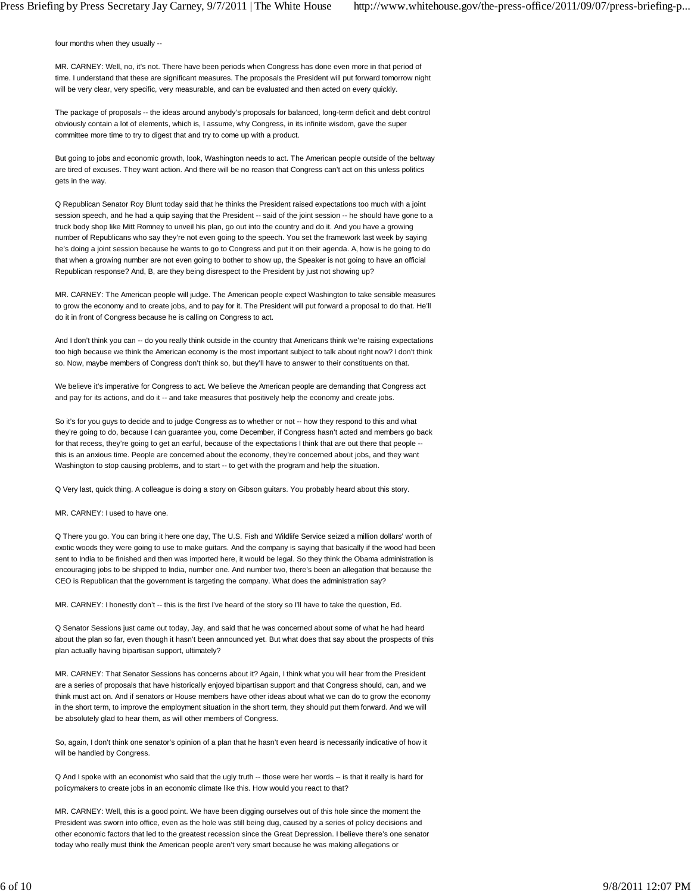four months when they usually --

MR. CARNEY: Well, no, it's not. There have been periods when Congress has done even more in that period of time. I understand that these are significant measures. The proposals the President will put forward tomorrow night will be very clear, very specific, very measurable, and can be evaluated and then acted on every quickly.

The package of proposals -- the ideas around anybody's proposals for balanced, long-term deficit and debt control obviously contain a lot of elements, which is, I assume, why Congress, in its infinite wisdom, gave the super committee more time to try to digest that and try to come up with a product.

But going to jobs and economic growth, look, Washington needs to act. The American people outside of the beltway are tired of excuses. They want action. And there will be no reason that Congress can't act on this unless politics gets in the way.

Q Republican Senator Roy Blunt today said that he thinks the President raised expectations too much with a joint session speech, and he had a quip saying that the President -- said of the joint session -- he should have gone to a truck body shop like Mitt Romney to unveil his plan, go out into the country and do it. And you have a growing number of Republicans who say they're not even going to the speech. You set the framework last week by saying he's doing a joint session because he wants to go to Congress and put it on their agenda. A, how is he going to do that when a growing number are not even going to bother to show up, the Speaker is not going to have an official Republican response? And, B, are they being disrespect to the President by just not showing up?

MR. CARNEY: The American people will judge. The American people expect Washington to take sensible measures to grow the economy and to create jobs, and to pay for it. The President will put forward a proposal to do that. He'll do it in front of Congress because he is calling on Congress to act.

And I don't think you can -- do you really think outside in the country that Americans think we're raising expectations too high because we think the American economy is the most important subject to talk about right now? I don't think so. Now, maybe members of Congress don't think so, but they'll have to answer to their constituents on that.

We believe it's imperative for Congress to act. We believe the American people are demanding that Congress act and pay for its actions, and do it -- and take measures that positively help the economy and create jobs.

So it's for you guys to decide and to judge Congress as to whether or not -- how they respond to this and what they're going to do, because I can guarantee you, come December, if Congress hasn't acted and members go back for that recess, they're going to get an earful, because of the expectations I think that are out there that people -- this is an anxious time. People are concerned about the economy, they're concerned about jobs, and they want Washington to stop causing problems, and to start -- to get with the program and help the situation.

Q Very last, quick thing. A colleague is doing a story on Gibson guitars. You probably heard about this story.

MR. CARNEY: I used to have one.

Q There you go. You can bring it here one day, The U.S. Fish and Wildlife Service seized a million dollars' worth of exotic woods they were going to use to make guitars. And the company is saying that basically if the wood had been sent to India to be finished and then was imported here, it would be legal. So they think the Obama administration is encouraging jobs to be shipped to India, number one. And number two, there's been an allegation that because the CEO is Republican that the government is targeting the company. What does the administration say?

MR. CARNEY: I honestly don't -- this is the first I've heard of the story so I'll have to take the question, Ed.

Q Senator Sessions just came out today, Jay, and said that he was concerned about some of what he had heard about the plan so far, even though it hasn't been announced yet. But what does that say about the prospects of this plan actually having bipartisan support, ultimately?

MR. CARNEY: That Senator Sessions has concerns about it? Again, I think what you will hear from the President are a series of proposals that have historically enjoyed bipartisan support and that Congress should, can, and we think must act on. And if senators or House members have other ideas about what we can do to grow the economy in the short term, to improve the employment situation in the short term, they should put them forward. And we will be absolutely glad to hear them, as will other members of Congress.

So, again, I don't think one senator's opinion of a plan that he hasn't even heard is necessarily indicative of how it will be handled by Congress.

Q And I spoke with an economist who said that the ugly truth -- those were her words -- is that it really is hard for policymakers to create jobs in an economic climate like this. How would you react to that?

MR. CARNEY: Well, this is a good point. We have been digging ourselves out of this hole since the moment the President was sworn into office, even as the hole was still being dug, caused by a series of policy decisions and other economic factors that led to the greatest recession since the Great Depression. I believe there's one senator today who really must think the American people aren't very smart because he was making allegations or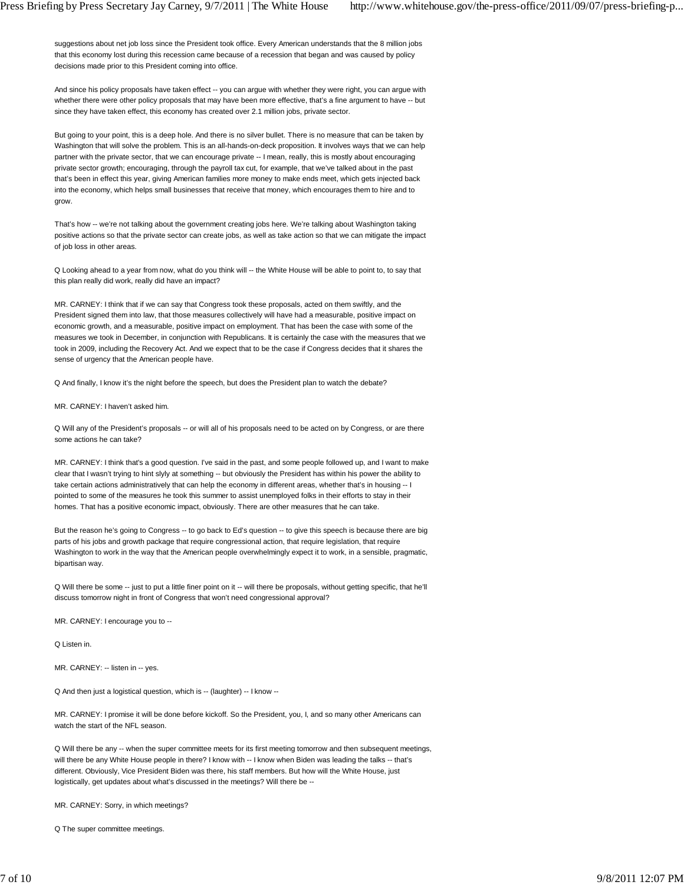suggestions about net job loss since the President took office. Every American understands that the 8 million jobs that this economy lost during this recession came because of a recession that began and was caused by policy decisions made prior to this President coming into office.

And since his policy proposals have taken effect -- you can argue with whether they were right, you can argue with whether there were other policy proposals that may have been more effective, that's a fine argument to have -- but since they have taken effect, this economy has created over 2.1 million jobs, private sector.

But going to your point, this is a deep hole. And there is no silver bullet. There is no measure that can be taken by Washington that will solve the problem. This is an all-hands-on-deck proposition. It involves ways that we can help partner with the private sector, that we can encourage private -- I mean, really, this is mostly about encouraging private sector growth; encouraging, through the payroll tax cut, for example, that we've talked about in the past that's been in effect this year, giving American families more money to make ends meet, which gets injected back into the economy, which helps small businesses that receive that money, which encourages them to hire and to grow.

That's how -- we're not talking about the government creating jobs here. We're talking about Washington taking positive actions so that the private sector can create jobs, as well as take action so that we can mitigate the impact of job loss in other areas.

Q Looking ahead to a year from now, what do you think will -- the White House will be able to point to, to say that this plan really did work, really did have an impact?

MR. CARNEY: I think that if we can say that Congress took these proposals, acted on them swiftly, and the President signed them into law, that those measures collectively will have had a measurable, positive impact on economic growth, and a measurable, positive impact on employment. That has been the case with some of the measures we took in December, in conjunction with Republicans. It is certainly the case with the measures that we took in 2009, including the Recovery Act. And we expect that to be the case if Congress decides that it shares the sense of urgency that the American people have.

Q And finally, I know it's the night before the speech, but does the President plan to watch the debate?

MR. CARNEY: I haven't asked him.

Q Will any of the President's proposals -- or will all of his proposals need to be acted on by Congress, or are there some actions he can take?

MR. CARNEY: I think that's a good question. I've said in the past, and some people followed up, and I want to make clear that I wasn't trying to hint slyly at something -- but obviously the President has within his power the ability to take certain actions administratively that can help the economy in different areas, whether that's in housing -- I pointed to some of the measures he took this summer to assist unemployed folks in their efforts to stay in their homes. That has a positive economic impact, obviously. There are other measures that he can take.

But the reason he's going to Congress -- to go back to Ed's question -- to give this speech is because there are big parts of his jobs and growth package that require congressional action, that require legislation, that require Washington to work in the way that the American people overwhelmingly expect it to work, in a sensible, pragmatic, bipartisan way.

Q Will there be some -- just to put a little finer point on it -- will there be proposals, without getting specific, that he'll discuss tomorrow night in front of Congress that won't need congressional approval?

MR. CARNEY: I encourage you to --

Q Listen in.

MR. CARNEY: -- listen in -- yes.

Q And then just a logistical question, which is -- (laughter) -- I know --

MR. CARNEY: I promise it will be done before kickoff. So the President, you, I, and so many other Americans can watch the start of the NFL season.

Q Will there be any -- when the super committee meets for its first meeting tomorrow and then subsequent meetings, will there be any White House people in there? I know with -- I know when Biden was leading the talks -- that's different. Obviously, Vice President Biden was there, his staff members. But how will the White House, just logistically, get updates about what's discussed in the meetings? Will there be --

MR. CARNEY: Sorry, in which meetings?

Q The super committee meetings.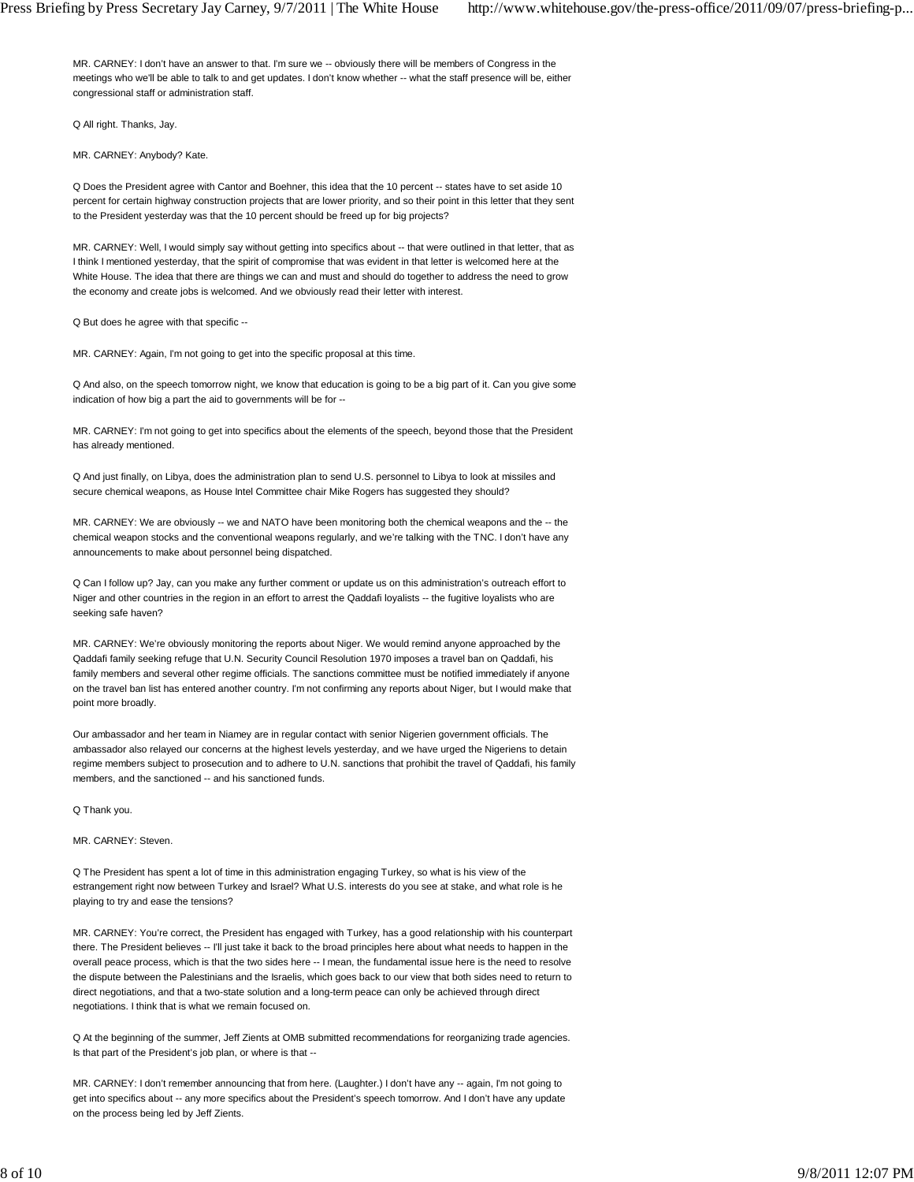MR. CARNEY: I don't have an answer to that. I'm sure we -- obviously there will be members of Congress in the meetings who we'll be able to talk to and get updates. I don't know whether -- what the staff presence will be, either congressional staff or administration staff.

Q All right. Thanks, Jay.

MR. CARNEY: Anybody? Kate.

Q Does the President agree with Cantor and Boehner, this idea that the 10 percent -- states have to set aside 10 percent for certain highway construction projects that are lower priority, and so their point in this letter that they sent to the President yesterday was that the 10 percent should be freed up for big projects?

MR. CARNEY: Well, I would simply say without getting into specifics about -- that were outlined in that letter, that as I think I mentioned yesterday, that the spirit of compromise that was evident in that letter is welcomed here at the White House. The idea that there are things we can and must and should do together to address the need to grow the economy and create jobs is welcomed. And we obviously read their letter with interest.

Q But does he agree with that specific --

MR. CARNEY: Again, I'm not going to get into the specific proposal at this time.

Q And also, on the speech tomorrow night, we know that education is going to be a big part of it. Can you give some indication of how big a part the aid to governments will be for --

MR. CARNEY: I'm not going to get into specifics about the elements of the speech, beyond those that the President has already mentioned.

Q And just finally, on Libya, does the administration plan to send U.S. personnel to Libya to look at missiles and secure chemical weapons, as House Intel Committee chair Mike Rogers has suggested they should?

MR. CARNEY: We are obviously -- we and NATO have been monitoring both the chemical weapons and the -- the chemical weapon stocks and the conventional weapons regularly, and we're talking with the TNC. I don't have any announcements to make about personnel being dispatched.

Q Can I follow up? Jay, can you make any further comment or update us on this administration's outreach effort to Niger and other countries in the region in an effort to arrest the Qaddafi loyalists -- the fugitive loyalists who are seeking safe haven?

MR. CARNEY: We're obviously monitoring the reports about Niger. We would remind anyone approached by the Qaddafi family seeking refuge that U.N. Security Council Resolution 1970 imposes a travel ban on Qaddafi, his family members and several other regime officials. The sanctions committee must be notified immediately if anyone on the travel ban list has entered another country. I'm not confirming any reports about Niger, but I would make that point more broadly.

Our ambassador and her team in Niamey are in regular contact with senior Nigerien government officials. The ambassador also relayed our concerns at the highest levels yesterday, and we have urged the Nigeriens to detain regime members subject to prosecution and to adhere to U.N. sanctions that prohibit the travel of Qaddafi, his family members, and the sanctioned -- and his sanctioned funds.

Q Thank you.

MR. CARNEY: Steven.

Q The President has spent a lot of time in this administration engaging Turkey, so what is his view of the estrangement right now between Turkey and Israel? What U.S. interests do you see at stake, and what role is he playing to try and ease the tensions?

MR. CARNEY: You're correct, the President has engaged with Turkey, has a good relationship with his counterpart there. The President believes -- I'll just take it back to the broad principles here about what needs to happen in the overall peace process, which is that the two sides here -- I mean, the fundamental issue here is the need to resolve the dispute between the Palestinians and the Israelis, which goes back to our view that both sides need to return to direct negotiations, and that a two-state solution and a long-term peace can only be achieved through direct negotiations. I think that is what we remain focused on.

Q At the beginning of the summer, Jeff Zients at OMB submitted recommendations for reorganizing trade agencies. Is that part of the President's job plan, or where is that --

MR. CARNEY: I don't remember announcing that from here. (Laughter.) I don't have any -- again, I'm not going to get into specifics about -- any more specifics about the President's speech tomorrow. And I don't have any update on the process being led by Jeff Zients.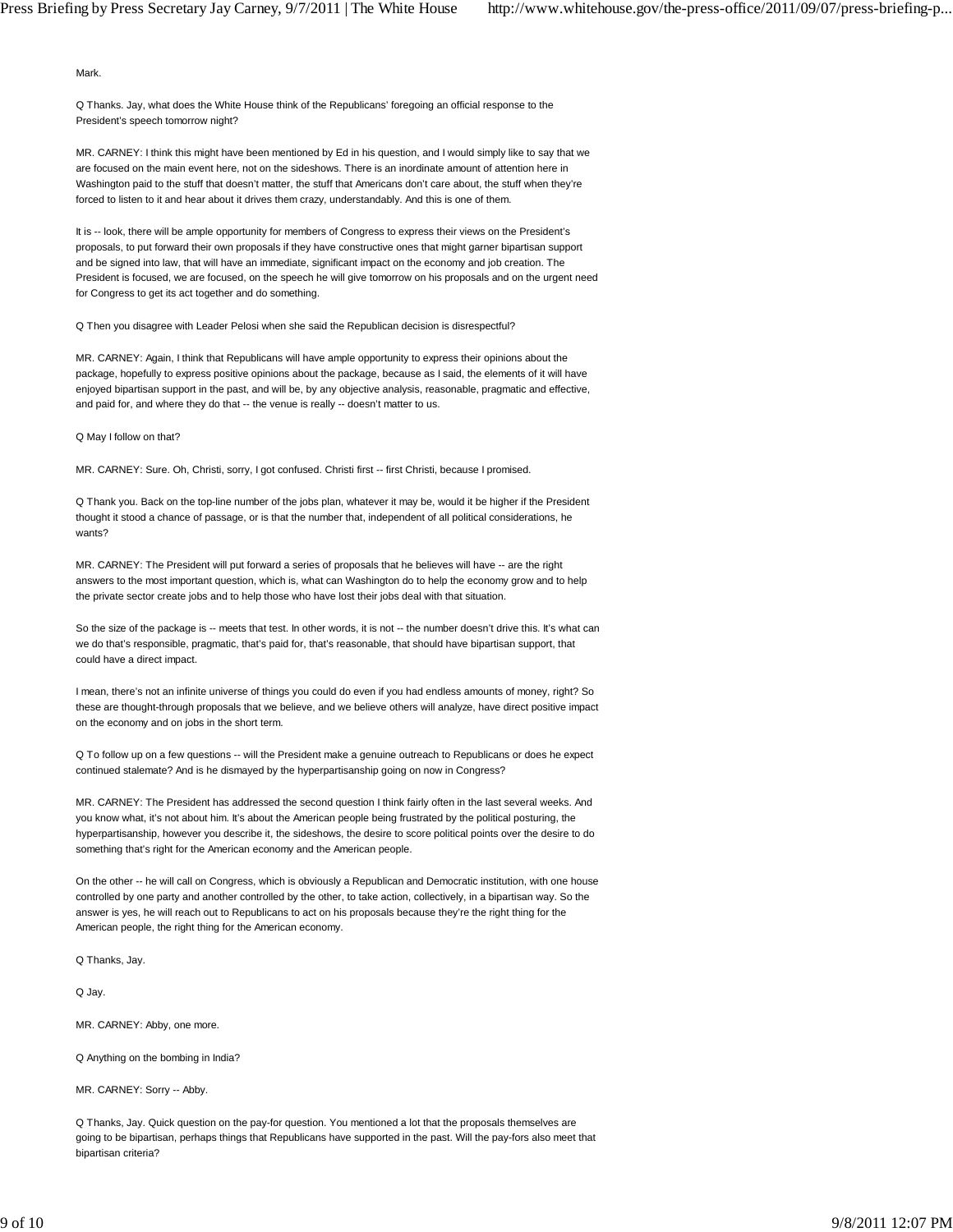Mark.

Q Thanks. Jay, what does the White House think of the Republicans' foregoing an official response to the President's speech tomorrow night?

MR. CARNEY: I think this might have been mentioned by Ed in his question, and I would simply like to say that we are focused on the main event here, not on the sideshows. There is an inordinate amount of attention here in Washington paid to the stuff that doesn't matter, the stuff that Americans don't care about, the stuff when they're forced to listen to it and hear about it drives them crazy, understandably. And this is one of them.

It is -- look, there will be ample opportunity for members of Congress to express their views on the President's proposals, to put forward their own proposals if they have constructive ones that might garner bipartisan support and be signed into law, that will have an immediate, significant impact on the economy and job creation. The President is focused, we are focused, on the speech he will give tomorrow on his proposals and on the urgent need for Congress to get its act together and do something.

Q Then you disagree with Leader Pelosi when she said the Republican decision is disrespectful?

MR. CARNEY: Again, I think that Republicans will have ample opportunity to express their opinions about the package, hopefully to express positive opinions about the package, because as I said, the elements of it will have enjoyed bipartisan support in the past, and will be, by any objective analysis, reasonable, pragmatic and effective, and paid for, and where they do that -- the venue is really -- doesn't matter to us.

Q May I follow on that?

MR. CARNEY: Sure. Oh, Christi, sorry, I got confused. Christi first -- first Christi, because I promised.

Q Thank you. Back on the top-line number of the jobs plan, whatever it may be, would it be higher if the President thought it stood a chance of passage, or is that the number that, independent of all political considerations, he wants?

MR. CARNEY: The President will put forward a series of proposals that he believes will have -- are the right answers to the most important question, which is, what can Washington do to help the economy grow and to help the private sector create jobs and to help those who have lost their jobs deal with that situation.

So the size of the package is -- meets that test. In other words, it is not -- the number doesn't drive this. It's what can we do that's responsible, pragmatic, that's paid for, that's reasonable, that should have bipartisan support, that could have a direct impact.

I mean, there's not an infinite universe of things you could do even if you had endless amounts of money, right? So these are thought-through proposals that we believe, and we believe others will analyze, have direct positive impact on the economy and on jobs in the short term.

Q To follow up on a few questions -- will the President make a genuine outreach to Republicans or does he expect continued stalemate? And is he dismayed by the hyperpartisanship going on now in Congress?

MR. CARNEY: The President has addressed the second question I think fairly often in the last several weeks. And you know what, it's not about him. It's about the American people being frustrated by the political posturing, the hyperpartisanship, however you describe it, the sideshows, the desire to score political points over the desire to do something that's right for the American economy and the American people.

On the other -- he will call on Congress, which is obviously a Republican and Democratic institution, with one house controlled by one party and another controlled by the other, to take action, collectively, in a bipartisan way. So the answer is yes, he will reach out to Republicans to act on his proposals because they're the right thing for the American people, the right thing for the American economy.

Q Thanks, Jay.

Q Jay.

MR. CARNEY: Abby, one more.

Q Anything on the bombing in India?

MR. CARNEY: Sorry -- Abby.

Q Thanks, Jay. Quick question on the pay-for question. You mentioned a lot that the proposals themselves are going to be bipartisan, perhaps things that Republicans have supported in the past. Will the pay-fors also meet that bipartisan criteria?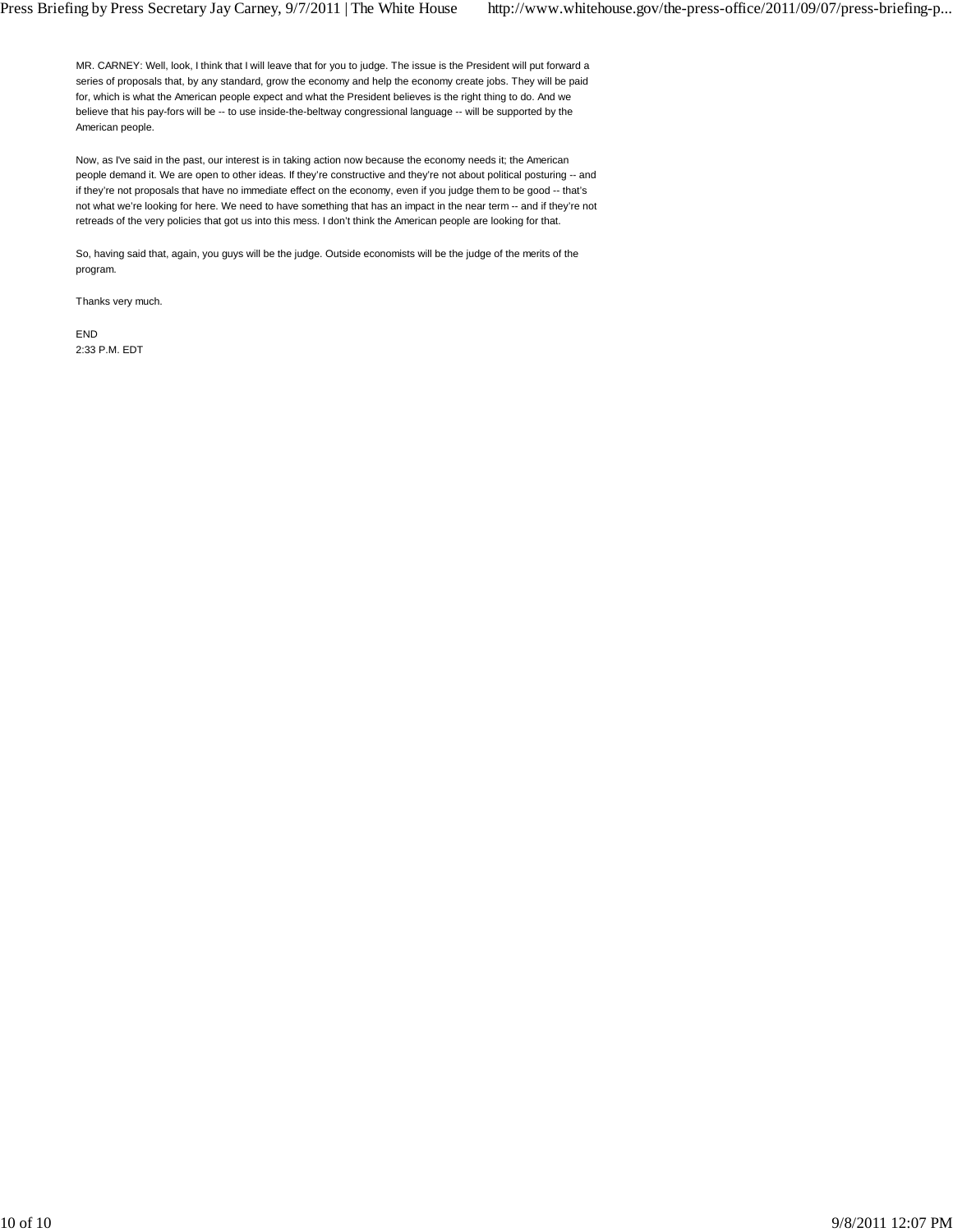MR. CARNEY: Well, look, I think that I will leave that for you to judge. The issue is the President will put forward a series of proposals that, by any standard, grow the economy and help the economy create jobs. They will be paid for, which is what the American people expect and what the President believes is the right thing to do. And we believe that his pay-fors will be -- to use inside-the-beltway congressional language -- will be supported by the American people.

Now, as I've said in the past, our interest is in taking action now because the economy needs it; the American people demand it. We are open to other ideas. If they're constructive and they're not about political posturing -- and if they're not proposals that have no immediate effect on the economy, even if you judge them to be good -- that's not what we're looking for here. We need to have something that has an impact in the near term -- and if they're not retreads of the very policies that got us into this mess. I don't think the American people are looking for that.

So, having said that, again, you guys will be the judge. Outside economists will be the judge of the merits of the program.

Thanks very much.

END
2:33 P.M. EDT